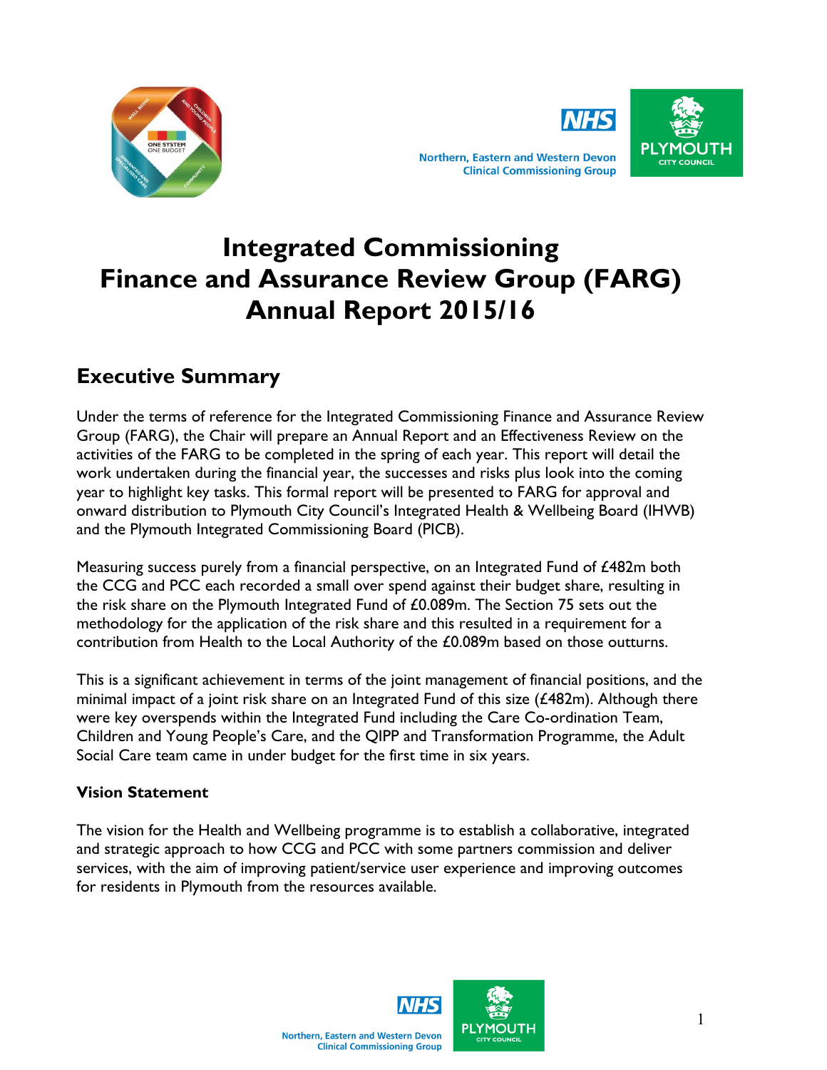# Integrated Commissioning Finance and Assurance Review Group (FARG) Annual Report 2015/16

## Executive Summary

Under the terms of reference for the Integrated Commissioning Finance and Assurance Review Group (FARG), the Chair will prepare an Annual Report and an Effectiveness Review on the activities of the FARG to be completed in the spring of each year. This report will detail the work undertaken during the financial year, the successes and risks plus look into the coming year to highlight key tasks. This formal report will be presented to FARG for approval and onward distribution to Plymouth City Council's Integrated Health & Wellbeing Board (IHWB) and the Plymouth Integrated Commissioning Board (PICB).

Measuring success purely from a financial perspective, on an Integrated Fund of £482m both the CCG and PCC each recorded a small over spend against their budget share, resulting in the risk share on the Plymouth Integrated Fund of £0.089m. The Section 75 sets out the methodology for the application of the risk share and this resulted in a requirement for a contribution from Health to the Local Authority of the £0.089m based on those outturns.

This is a significant achievement in terms of the joint management of financial positions, and the minimal impact of a joint risk share on an Integrated Fund of this size (£482m). Although there were key overspends within the Integrated Fund including the Care Co-ordination Team, Children and Young People's Care, and the QIPP and Transformation Programme, the Adult Social Care team came in under budget for the first time in six years.

### Vision Statement

The vision for the Health and Wellbeing programme is to establish a collaborative, integrated and strategic approach to how CCG and PCC with some partners commission and deliver services, with the aim of improving patient/service user experience and improving outcomes for residents in Plymouth from the resources available.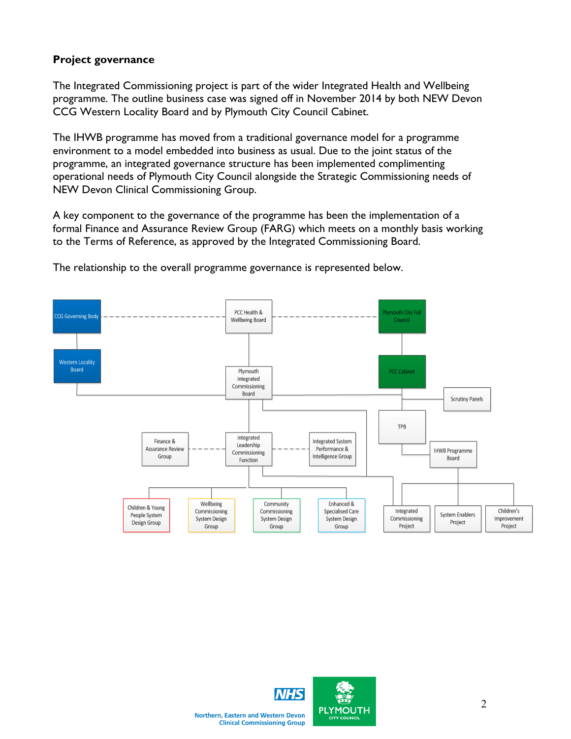**Project governance**

The Integrated Commissioning project is part of the wider Integrated Health and Wellbeing programme. The outline business case was signed off in November 2014 by both NEW Devon CCG Western Locality Board and by Plymouth City Council Cabinet.

The IHWB programme has moved from a traditional governance model for a programme environment to a model embedded into business as usual. Due to the joint status of the programme, an integrated governance structure has been implemented complimenting operational needs of Plymouth City Council alongside the Strategic Commissioning needs of NEW Devon Clinical Commissioning Group.

A key component to the governance of the programme has been the implementation of a formal Finance and Assurance Review Group (FARG) which meets on a monthly basis working to the Terms of Reference, as approved by the Integrated Commissioning Board.

The relationship to the overall programme governance is represented below.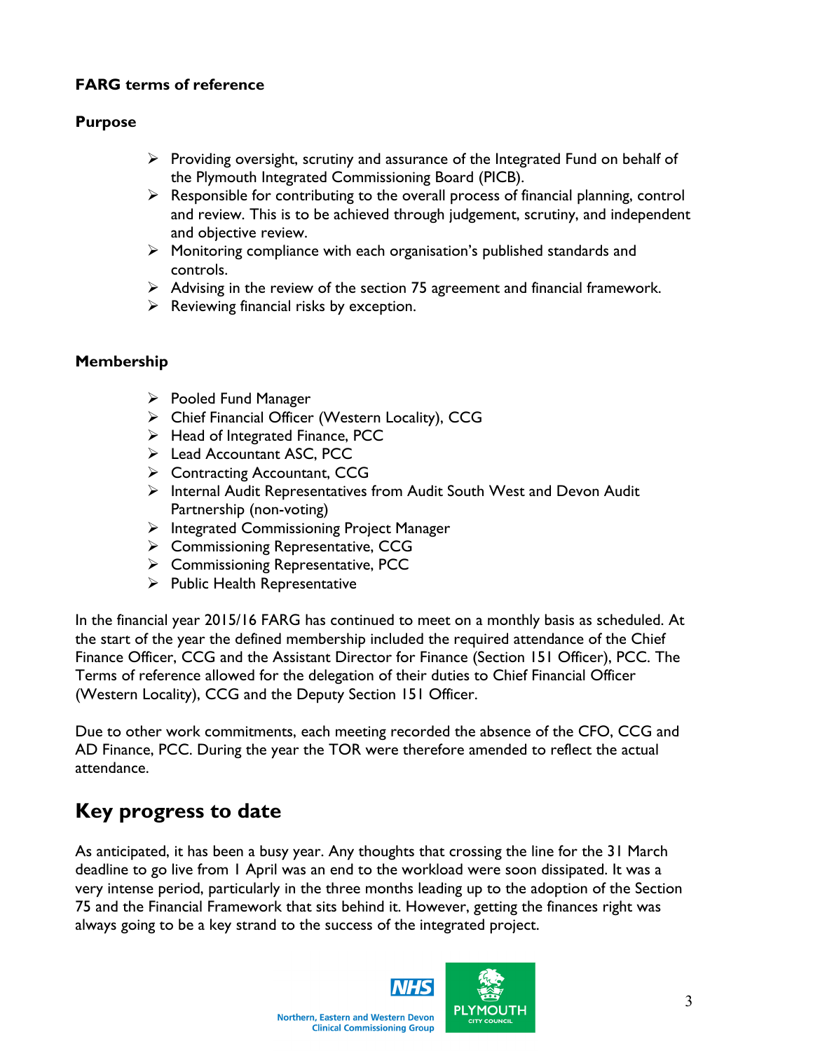**FARG terms of reference**

**Purpose**

- Providing oversight, scrutiny and assurance of the Integrated Fund on behalf of the Plymouth Integrated Commissioning Board (PICB).
- Responsible for contributing to the overall process of financial planning, control and review. This is to be achieved through judgement, scrutiny, and independent and objective review.
- Monitoring compliance with each organisation's published standards and controls.
- Advising in the review of the section 75 agreement and financial framework.
- Reviewing financial risks by exception.

**Membership**

- Pooled Fund Manager
- Chief Financial Officer (Western Locality), CCG
- Head of Integrated Finance, PCC
- Lead Accountant ASC, PCC
- Contracting Accountant, CCG
- Internal Audit Representatives from Audit South West and Devon Audit Partnership (non-voting)
- Integrated Commissioning Project Manager
- Commissioning Representative, CCG
- Commissioning Representative, PCC
- Public Health Representative

In the financial year 2015/16 FARG has continued to meet on a monthly basis as scheduled. At the start of the year the defined membership included the required attendance of the Chief Finance Officer, CCG and the Assistant Director for Finance (Section 151 Officer), PCC. The Terms of reference allowed for the delegation of their duties to Chief Financial Officer (Western Locality), CCG and the Deputy Section 151 Officer.

Due to other work commitments, each meeting recorded the absence of the CFO, CCG and AD Finance, PCC. During the year the TOR were therefore amended to reflect the actual attendance.

## Key progress to date

As anticipated, it has been a busy year. Any thoughts that crossing the line for the 31 March deadline to go live from 1 April was an end to the workload were soon dissipated. It was a very intense period, particularly in the three months leading up to the adoption of the Section 75 and the Financial Framework that sits behind it. However, getting the finances right was always going to be a key strand to the success of the integrated project.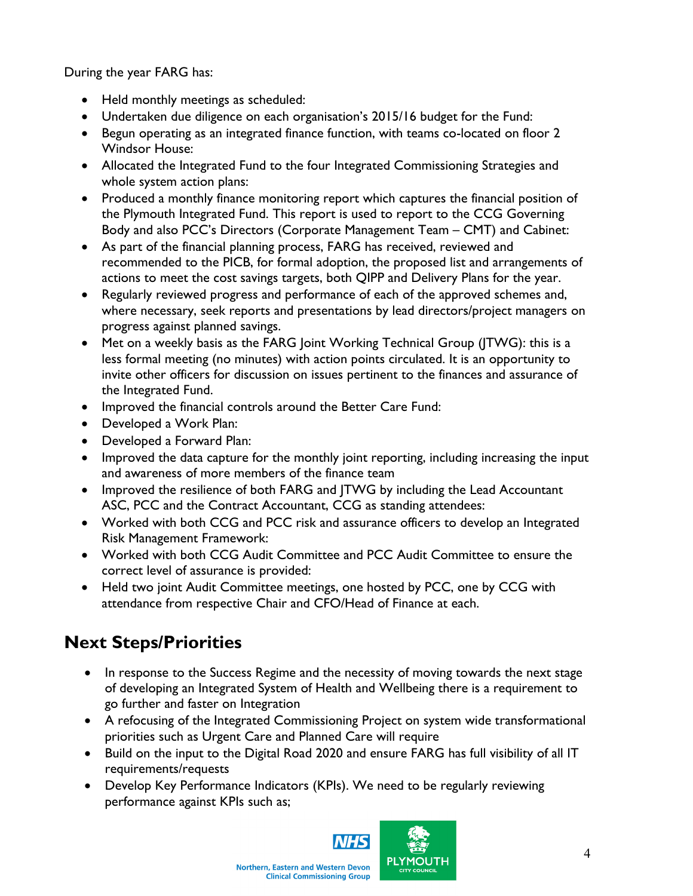During the year FARG has:

- Held monthly meetings as scheduled:
- Undertaken due diligence on each organisation's 2015/16 budget for the Fund:
- Begun operating as an integrated finance function, with teams co-located on floor 2 Windsor House:
- Allocated the Integrated Fund to the four Integrated Commissioning Strategies and whole system action plans:
- Produced a monthly finance monitoring report which captures the financial position of the Plymouth Integrated Fund. This report is used to report to the CCG Governing Body and also PCC's Directors (Corporate Management Team – CMT) and Cabinet:
- As part of the financial planning process, FARG has received, reviewed and recommended to the PICB, for formal adoption, the proposed list and arrangements of actions to meet the cost savings targets, both QIPP and Delivery Plans for the year.
- Regularly reviewed progress and performance of each of the approved schemes and, where necessary, seek reports and presentations by lead directors/project managers on progress against planned savings.
- Met on a weekly basis as the FARG Joint Working Technical Group (JTWG): this is a less formal meeting (no minutes) with action points circulated. It is an opportunity to invite other officers for discussion on issues pertinent to the finances and assurance of the Integrated Fund.
- Improved the financial controls around the Better Care Fund:
- Developed a Work Plan:
- Developed a Forward Plan:
- Improved the data capture for the monthly joint reporting, including increasing the input and awareness of more members of the finance team
- Improved the resilience of both FARG and JTWG by including the Lead Accountant ASC, PCC and the Contract Accountant, CCG as standing attendees:
- Worked with both CCG and PCC risk and assurance officers to develop an Integrated Risk Management Framework:
- Worked with both CCG Audit Committee and PCC Audit Committee to ensure the correct level of assurance is provided:
- Held two joint Audit Committee meetings, one hosted by PCC, one by CCG with attendance from respective Chair and CFO/Head of Finance at each.

## Next Steps/Priorities

- In response to the Success Regime and the necessity of moving towards the next stage of developing an Integrated System of Health and Wellbeing there is a requirement to go further and faster on Integration
- A refocusing of the Integrated Commissioning Project on system wide transformational priorities such as Urgent Care and Planned Care will require
- Build on the input to the Digital Road 2020 and ensure FARG has full visibility of all IT requirements/requests
- Develop Key Performance Indicators (KPIs). We need to be regularly reviewing performance against KPIs such as;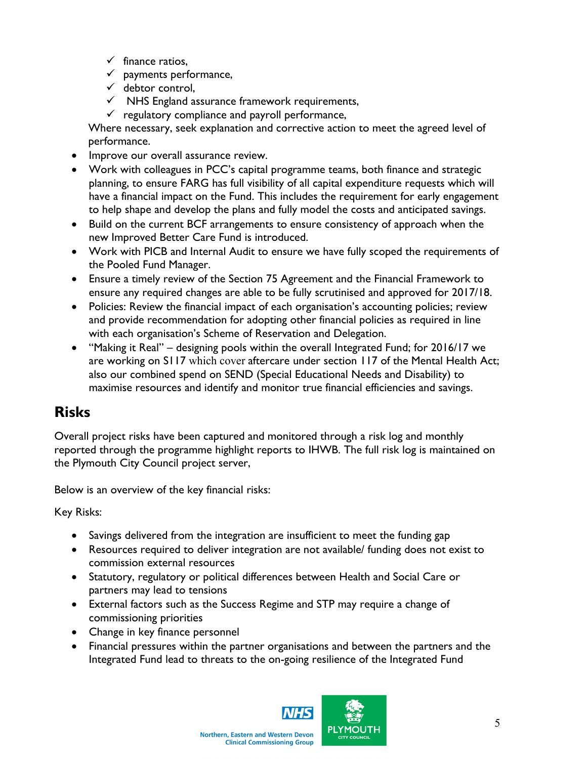- ✓ finance ratios,
  - ✓ payments performance,
  - ✓ debtor control,
  - ✓ NHS England assurance framework requirements,
  - ✓ regulatory compliance and payroll performance,

  Where necessary, seek explanation and corrective action to meet the agreed level of performance.
- Improve our overall assurance review.
- Work with colleagues in PCC's capital programme teams, both finance and strategic planning, to ensure FARG has full visibility of all capital expenditure requests which will have a financial impact on the Fund. This includes the requirement for early engagement to help shape and develop the plans and fully model the costs and anticipated savings.
- Build on the current BCF arrangements to ensure consistency of approach when the new Improved Better Care Fund is introduced.
- Work with PICB and Internal Audit to ensure we have fully scoped the requirements of the Pooled Fund Manager.
- Ensure a timely review of the Section 75 Agreement and the Financial Framework to ensure any required changes are able to be fully scrutinised and approved for 2017/18.
- Policies: Review the financial impact of each organisation's accounting policies; review and provide recommendation for adopting other financial policies as required in line with each organisation's Scheme of Reservation and Delegation.
- "Making it Real" – designing pools within the overall Integrated Fund; for 2016/17 we are working on S117 which cover aftercare under section 117 of the Mental Health Act; also our combined spend on SEND (Special Educational Needs and Disability) to maximise resources and identify and monitor true financial efficiencies and savings.

## Risks

Overall project risks have been captured and monitored through a risk log and monthly reported through the programme highlight reports to IHWB. The full risk log is maintained on the Plymouth City Council project server,

Below is an overview of the key financial risks:

Key Risks:

- Savings delivered from the integration are insufficient to meet the funding gap
- Resources required to deliver integration are not available/ funding does not exist to commission external resources
- Statutory, regulatory or political differences between Health and Social Care or partners may lead to tensions
- External factors such as the Success Regime and STP may require a change of commissioning priorities
- Change in key finance personnel
- Financial pressures within the partner organisations and between the partners and the Integrated Fund lead to threats to the on-going resilience of the Integrated Fund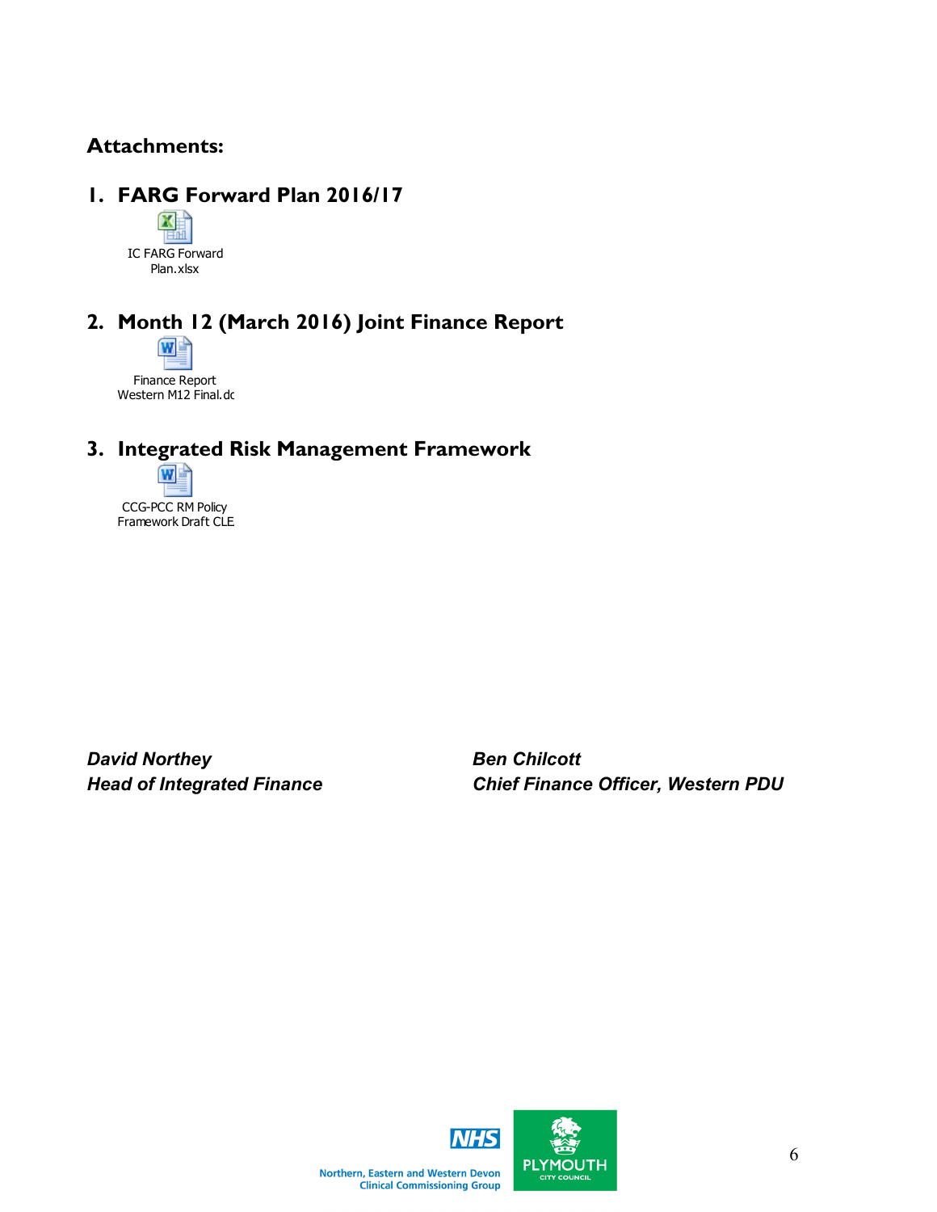**Attachments:**

1. **FARG Forward Plan 2016/17**

IC FARG Forward Plan.xlsx

2. **Month 12 (March 2016) Joint Finance Report**

Finance Report Western M12 Final.dc

3. **Integrated Risk Management Framework**

CCG-PCC RM Policy Framework Draft CLE

***David Northey***
***Head of Integrated Finance***

***Ben Chilcott***
***Chief Finance Officer, Western PDU***

NHS
Northern, Eastern and Western Devon
Clinical Commissioning Group

PLYMOUTH
CITY COUNCIL